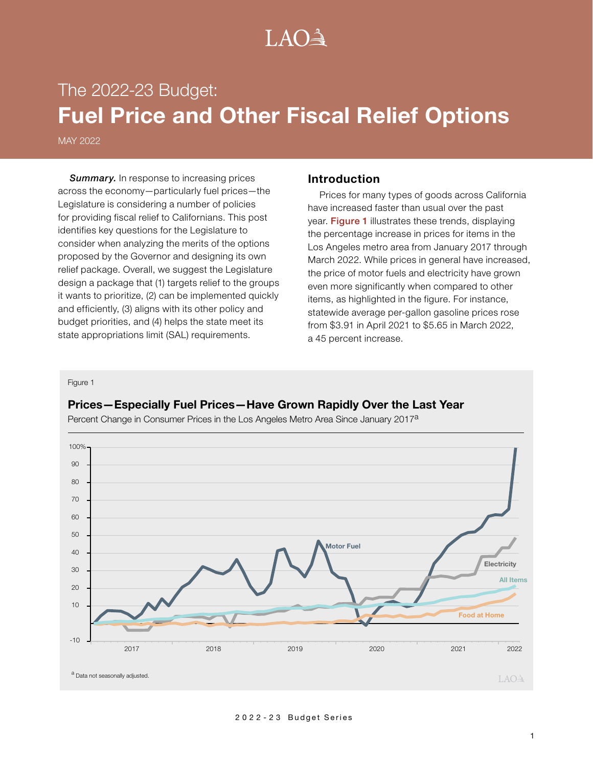LAO

# The 2022-23 Budget: Fuel Price and Other Fiscal Relief Options

MAY 2022

***Summary.*** In response to increasing prices across the economy—particularly fuel prices—the Legislature is considering a number of policies for providing fiscal relief to Californians. This post identifies key questions for the Legislature to consider when analyzing the merits of the options proposed by the Governor and designing its own relief package. Overall, we suggest the Legislature design a package that (1) targets relief to the groups it wants to prioritize, (2) can be implemented quickly and efficiently, (3) aligns with its other policy and budget priorities, and (4) helps the state meet its state appropriations limit (SAL) requirements.

## Introduction

Prices for many types of goods across California have increased faster than usual over the past year. Figure 1 illustrates these trends, displaying the percentage increase in prices for items in the Los Angeles metro area from January 2017 through March 2022. While prices in general have increased, the price of motor fuels and electricity have grown even more significantly when compared to other items, as highlighted in the figure. For instance, statewide average per-gallon gasoline prices rose from $3.91 in April 2021 to $5.65 in March 2022, a 45 percent increase.

Figure 1

**Prices—Especially Fuel Prices—Have Grown Rapidly Over the Last Year**

Percent Change in Consumer Prices in the Los Angeles Metro Area Since January 2017[a]

[a] Data not seasonally adjusted.

2022-23 Budget Series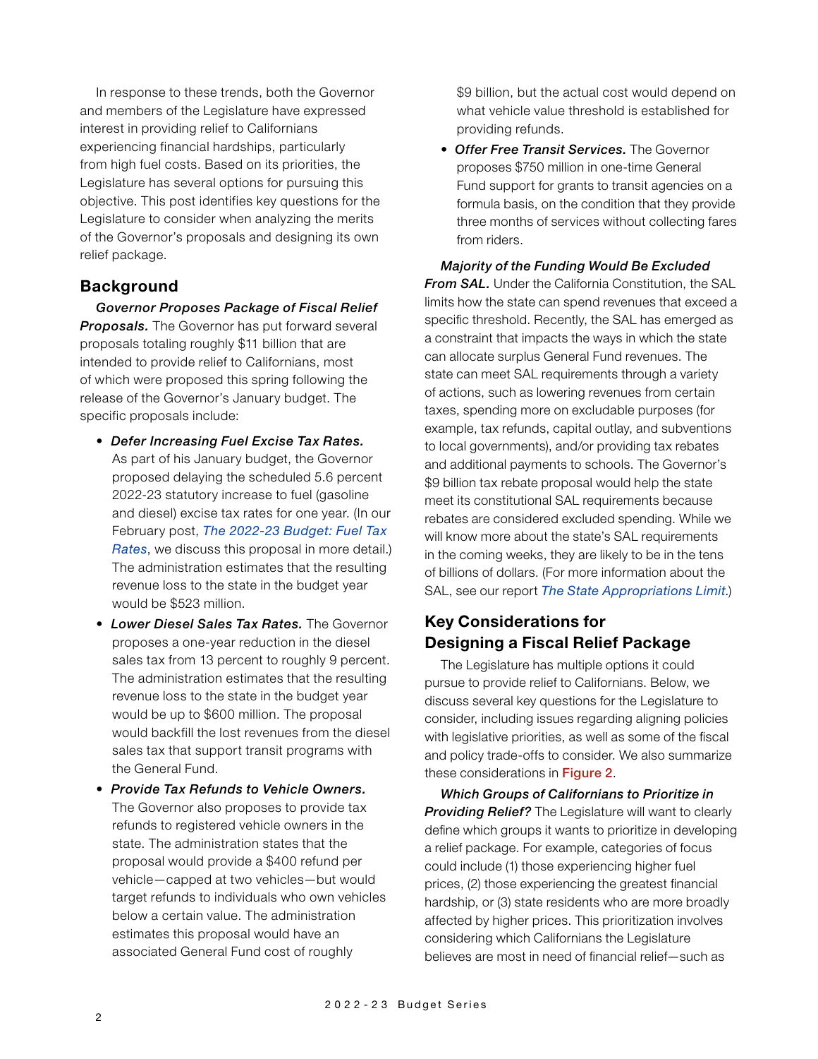In response to these trends, both the Governor and members of the Legislature have expressed interest in providing relief to Californians experiencing financial hardships, particularly from high fuel costs. Based on its priorities, the Legislature has several options for pursuing this objective. This post identifies key questions for the Legislature to consider when analyzing the merits of the Governor's proposals and designing its own relief package.

## Background

***Governor Proposes Package of Fiscal Relief Proposals.*** The Governor has put forward several proposals totaling roughly $11 billion that are intended to provide relief to Californians, most of which were proposed this spring following the release of the Governor's January budget. The specific proposals include:

- ***Defer Increasing Fuel Excise Tax Rates.*** As part of his January budget, the Governor proposed delaying the scheduled 5.6 percent 2022-23 statutory increase to fuel (gasoline and diesel) excise tax rates for one year. (In our February post, *The 2022-23 Budget: Fuel Tax Rates*, we discuss this proposal in more detail.) The administration estimates that the resulting revenue loss to the state in the budget year would be $523 million.
- ***Lower Diesel Sales Tax Rates.*** The Governor proposes a one-year reduction in the diesel sales tax from 13 percent to roughly 9 percent. The administration estimates that the resulting revenue loss to the state in the budget year would be up to $600 million. The proposal would backfill the lost revenues from the diesel sales tax that support transit programs with the General Fund.
- ***Provide Tax Refunds to Vehicle Owners.*** The Governor also proposes to provide tax refunds to registered vehicle owners in the state. The administration states that the proposal would provide a $400 refund per vehicle—capped at two vehicles—but would target refunds to individuals who own vehicles below a certain value. The administration estimates this proposal would have an associated General Fund cost of roughly $9 billion, but the actual cost would depend on what vehicle value threshold is established for providing refunds.
- ***Offer Free Transit Services.*** The Governor proposes $750 million in one-time General Fund support for grants to transit agencies on a formula basis, on the condition that they provide three months of services without collecting fares from riders.

***Majority of the Funding Would Be Excluded From SAL.*** Under the California Constitution, the SAL limits how the state can spend revenues that exceed a specific threshold. Recently, the SAL has emerged as a constraint that impacts the ways in which the state can allocate surplus General Fund revenues. The state can meet SAL requirements through a variety of actions, such as lowering revenues from certain taxes, spending more on excludable purposes (for example, tax refunds, capital outlay, and subventions to local governments), and/or providing tax rebates and additional payments to schools. The Governor's $9 billion tax rebate proposal would help the state meet its constitutional SAL requirements because rebates are considered excluded spending. While we will know more about the state's SAL requirements in the coming weeks, they are likely to be in the tens of billions of dollars. (For more information about the SAL, see our report *The State Appropriations Limit*.)

## Key Considerations for Designing a Fiscal Relief Package

The Legislature has multiple options it could pursue to provide relief to Californians. Below, we discuss several key questions for the Legislature to consider, including issues regarding aligning policies with legislative priorities, as well as some of the fiscal and policy trade-offs to consider. We also summarize these considerations in Figure 2.

***Which Groups of Californians to Prioritize in Providing Relief?*** The Legislature will want to clearly define which groups it wants to prioritize in developing a relief package. For example, categories of focus could include (1) those experiencing higher fuel prices, (2) those experiencing the greatest financial hardship, or (3) state residents who are more broadly affected by higher prices. This prioritization involves considering which Californians the Legislature believes are most in need of financial relief—such as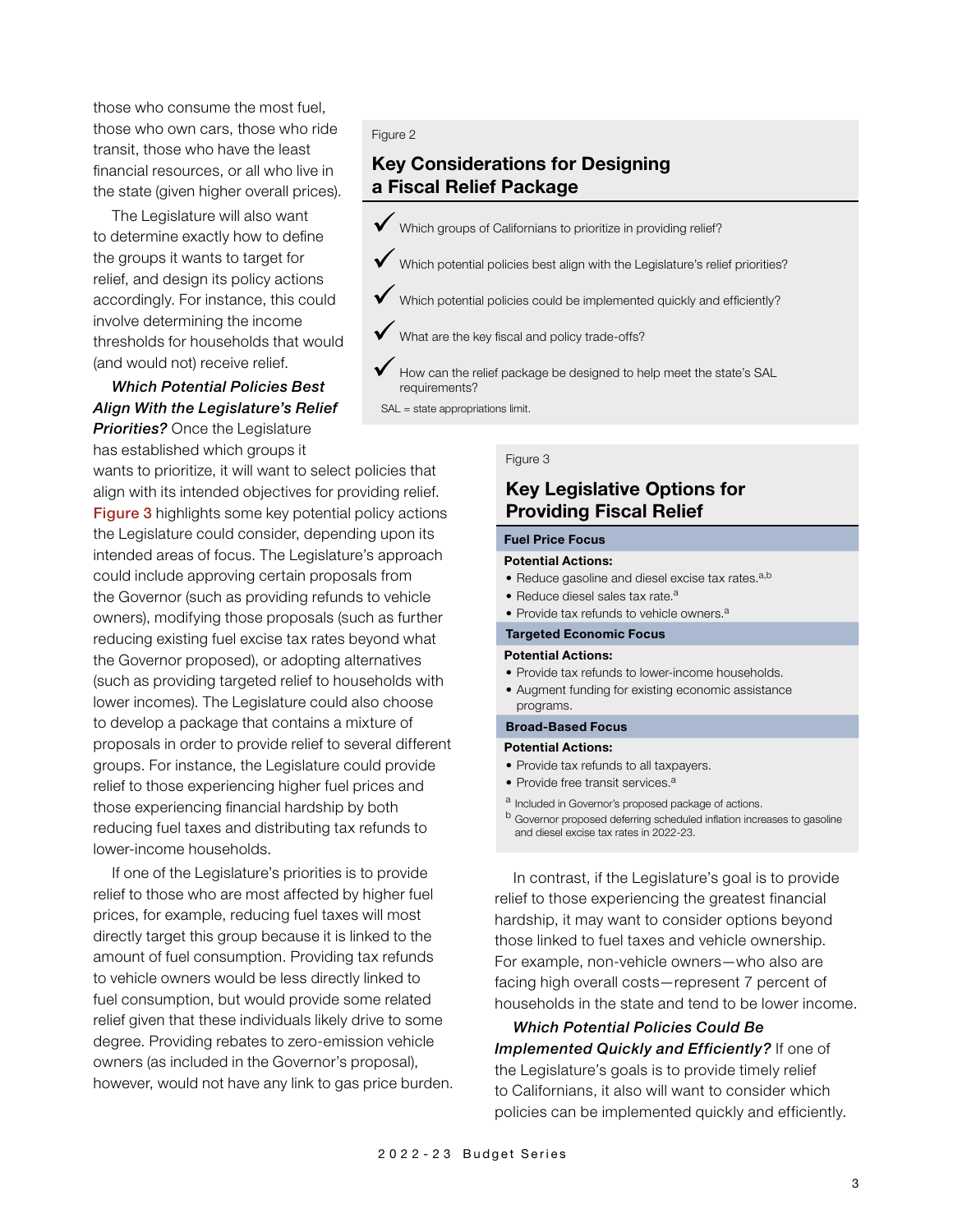those who consume the most fuel, those who own cars, those who ride transit, those who have the least financial resources, or all who live in the state (given higher overall prices).

The Legislature will also want to determine exactly how to define the groups it wants to target for relief, and design its policy actions accordingly. For instance, this could involve determining the income thresholds for households that would (and would not) receive relief.

***Which Potential Policies Best Align With the Legislature's Relief Priorities?*** Once the Legislature has established which groups it wants to prioritize, it will want to select policies that align with its intended objectives for providing relief. Figure 3 highlights some key potential policy actions the Legislature could consider, depending upon its intended areas of focus. The Legislature's approach could include approving certain proposals from the Governor (such as providing refunds to vehicle owners), modifying those proposals (such as further reducing existing fuel excise tax rates beyond what the Governor proposed), or adopting alternatives (such as providing targeted relief to households with lower incomes). The Legislature could also choose to develop a package that contains a mixture of proposals in order to provide relief to several different groups. For instance, the Legislature could provide relief to those experiencing higher fuel prices and those experiencing financial hardship by both reducing fuel taxes and distributing tax refunds to lower-income households.

If one of the Legislature's priorities is to provide relief to those who are most affected by higher fuel prices, for example, reducing fuel taxes will most directly target this group because it is linked to the amount of fuel consumption. Providing tax refunds to vehicle owners would be less directly linked to fuel consumption, but would provide some related relief given that these individuals likely drive to some degree. Providing rebates to zero-emission vehicle owners (as included in the Governor's proposal), however, would not have any link to gas price burden.

Figure 2

### Key Considerations for Designing a Fiscal Relief Package

- ✓ Which groups of Californians to prioritize in providing relief?
- ✓ Which potential policies best align with the Legislature's relief priorities?
- ✓ Which potential policies could be implemented quickly and efficiently?
- ✓ What are the key fiscal and policy trade-offs?
- ✓ How can the relief package be designed to help meet the state's SAL requirements?

SAL = state appropriations limit.

Figure 3

### Key Legislative Options for Providing Fiscal Relief

**Fuel Price Focus**

**Potential Actions:**

- Reduce gasoline and diesel excise tax rates.[a,b]
- Reduce diesel sales tax rate.[a]
- Provide tax refunds to vehicle owners.[a]

**Targeted Economic Focus**

**Potential Actions:**

- Provide tax refunds to lower-income households.
- Augment funding for existing economic assistance programs.

**Broad-Based Focus**

**Potential Actions:**

- Provide tax refunds to all taxpayers.
- Provide free transit services.[a]

[a] Included in Governor's proposed package of actions.
[b] Governor proposed deferring scheduled inflation increases to gasoline and diesel excise tax rates in 2022-23.

In contrast, if the Legislature's goal is to provide relief to those experiencing the greatest financial hardship, it may want to consider options beyond those linked to fuel taxes and vehicle ownership. For example, non-vehicle owners—who also are facing high overall costs—represent 7 percent of households in the state and tend to be lower income.

***Which Potential Policies Could Be Implemented Quickly and Efficiently?*** If one of the Legislature's goals is to provide timely relief to Californians, it also will want to consider which policies can be implemented quickly and efficiently.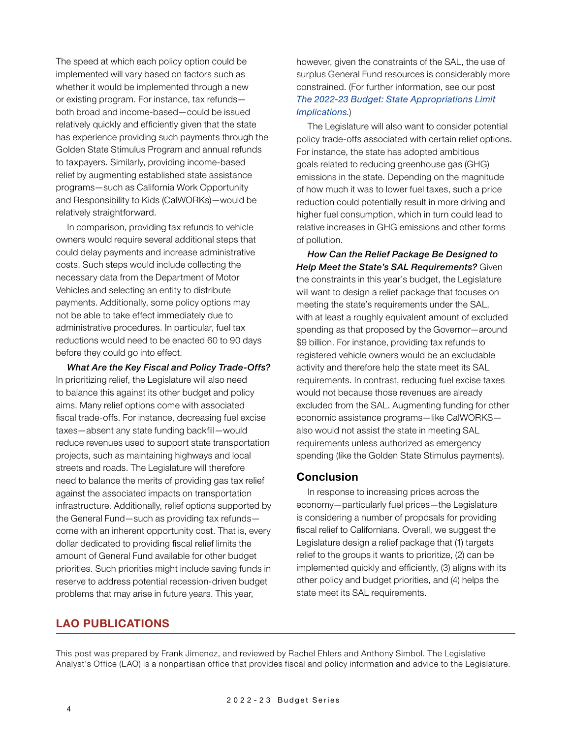The speed at which each policy option could be implemented will vary based on factors such as whether it would be implemented through a new or existing program. For instance, tax refunds—both broad and income-based—could be issued relatively quickly and efficiently given that the state has experience providing such payments through the Golden State Stimulus Program and annual refunds to taxpayers. Similarly, providing income-based relief by augmenting established state assistance programs—such as California Work Opportunity and Responsibility to Kids (CalWORKs)—would be relatively straightforward.

In comparison, providing tax refunds to vehicle owners would require several additional steps that could delay payments and increase administrative costs. Such steps would include collecting the necessary data from the Department of Motor Vehicles and selecting an entity to distribute payments. Additionally, some policy options may not be able to take effect immediately due to administrative procedures. In particular, fuel tax reductions would need to be enacted 60 to 90 days before they could go into effect.

***What Are the Key Fiscal and Policy Trade-Offs?*** In prioritizing relief, the Legislature will also need to balance this against its other budget and policy aims. Many relief options come with associated fiscal trade-offs. For instance, decreasing fuel excise taxes—absent any state funding backfill—would reduce revenues used to support state transportation projects, such as maintaining highways and local streets and roads. The Legislature will therefore need to balance the merits of providing gas tax relief against the associated impacts on transportation infrastructure. Additionally, relief options supported by the General Fund—such as providing tax refunds—come with an inherent opportunity cost. That is, every dollar dedicated to providing fiscal relief limits the amount of General Fund available for other budget priorities. Such priorities might include saving funds in reserve to address potential recession-driven budget problems that may arise in future years. This year, however, given the constraints of the SAL, the use of surplus General Fund resources is considerably more constrained. (For further information, see our post *The 2022-23 Budget: State Appropriations Limit Implications*.)

The Legislature will also want to consider potential policy trade-offs associated with certain relief options. For instance, the state has adopted ambitious goals related to reducing greenhouse gas (GHG) emissions in the state. Depending on the magnitude of how much it was to lower fuel taxes, such a price reduction could potentially result in more driving and higher fuel consumption, which in turn could lead to relative increases in GHG emissions and other forms of pollution.

***How Can the Relief Package Be Designed to Help Meet the State's SAL Requirements?*** Given the constraints in this year's budget, the Legislature will want to design a relief package that focuses on meeting the state's requirements under the SAL, with at least a roughly equivalent amount of excluded spending as that proposed by the Governor—around $9 billion. For instance, providing tax refunds to registered vehicle owners would be an excludable activity and therefore help the state meet its SAL requirements. In contrast, reducing fuel excise taxes would not because those revenues are already excluded from the SAL. Augmenting funding for other economic assistance programs—like CalWORKS—also would not assist the state in meeting SAL requirements unless authorized as emergency spending (like the Golden State Stimulus payments).

## Conclusion

In response to increasing prices across the economy—particularly fuel prices—the Legislature is considering a number of proposals for providing fiscal relief to Californians. Overall, we suggest the Legislature design a relief package that (1) targets relief to the groups it wants to prioritize, (2) can be implemented quickly and efficiently, (3) aligns with its other policy and budget priorities, and (4) helps the state meet its SAL requirements.

## LAO PUBLICATIONS

This post was prepared by Frank Jimenez, and reviewed by Rachel Ehlers and Anthony Simbol. The Legislative Analyst's Office (LAO) is a nonpartisan office that provides fiscal and policy information and advice to the Legislature.